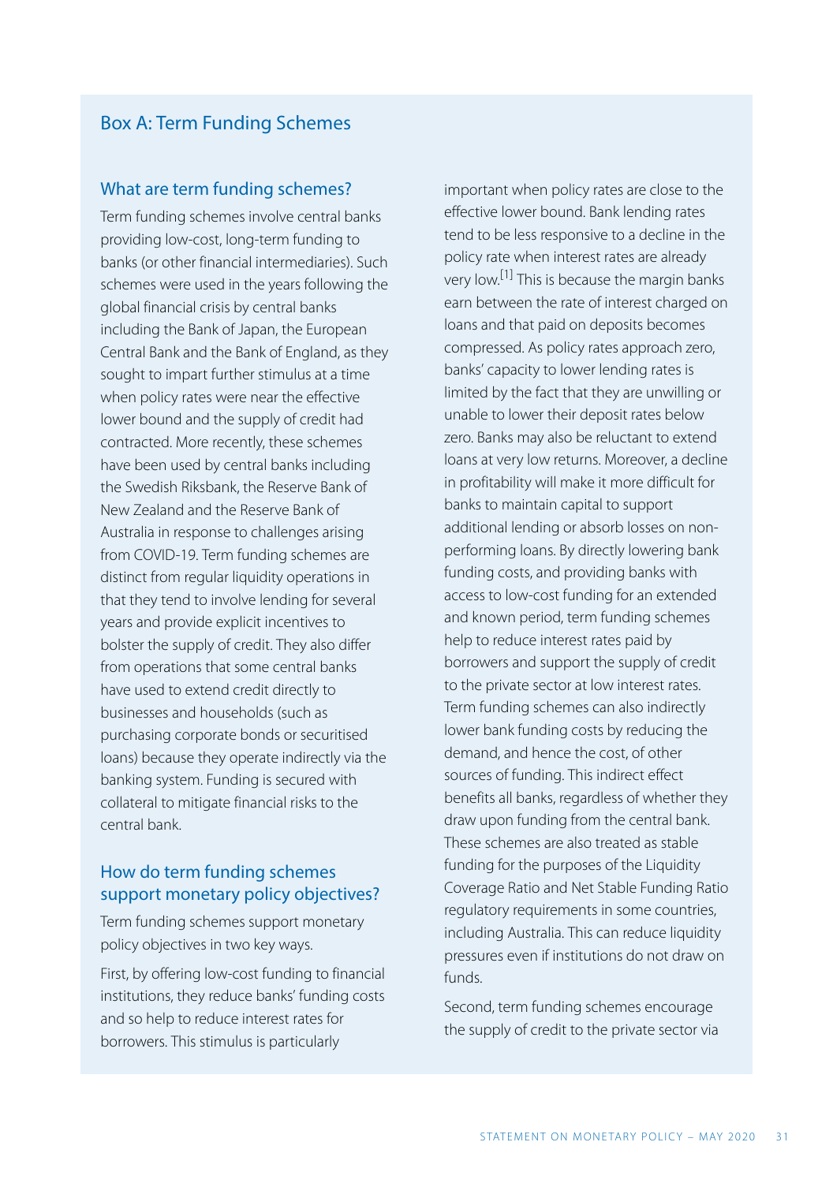## Box A: Term Funding Schemes

### What are term funding schemes?

Term funding schemes involve central banks providing low-cost, long-term funding to banks (or other financial intermediaries). Such schemes were used in the years following the global financial crisis by central banks including the Bank of Japan, the European Central Bank and the Bank of England, as they sought to impart further stimulus at a time when policy rates were near the effective lower bound and the supply of credit had contracted. More recently, these schemes have been used by central banks including the Swedish Riksbank, the Reserve Bank of New Zealand and the Reserve Bank of Australia in response to challenges arising from COVID-19. Term funding schemes are distinct from regular liquidity operations in that they tend to involve lending for several years and provide explicit incentives to bolster the supply of credit. They also differ from operations that some central banks have used to extend credit directly to businesses and households (such as purchasing corporate bonds or securitised loans) because they operate indirectly via the banking system. Funding is secured with collateral to mitigate financial risks to the central bank.

### How do term funding schemes support monetary policy objectives?

Term funding schemes support monetary policy objectives in two key ways.

First, by offering low-cost funding to financial institutions, they reduce banks' funding costs and so help to reduce interest rates for borrowers. This stimulus is particularly important when policy rates are close to the effective lower bound. Bank lending rates tend to be less responsive to a decline in the policy rate when interest rates are already very low.[1] This is because the margin banks earn between the rate of interest charged on loans and that paid on deposits becomes compressed. As policy rates approach zero, banks' capacity to lower lending rates is limited by the fact that they are unwilling or unable to lower their deposit rates below zero. Banks may also be reluctant to extend loans at very low returns. Moreover, a decline in profitability will make it more difficult for banks to maintain capital to support additional lending or absorb losses on non-performing loans. By directly lowering bank funding costs, and providing banks with access to low-cost funding for an extended and known period, term funding schemes help to reduce interest rates paid by borrowers and support the supply of credit to the private sector at low interest rates. Term funding schemes can also indirectly lower bank funding costs by reducing the demand, and hence the cost, of other sources of funding. This indirect effect benefits all banks, regardless of whether they draw upon funding from the central bank. These schemes are also treated as stable funding for the purposes of the Liquidity Coverage Ratio and Net Stable Funding Ratio regulatory requirements in some countries, including Australia. This can reduce liquidity pressures even if institutions do not draw on funds.

Second, term funding schemes encourage the supply of credit to the private sector via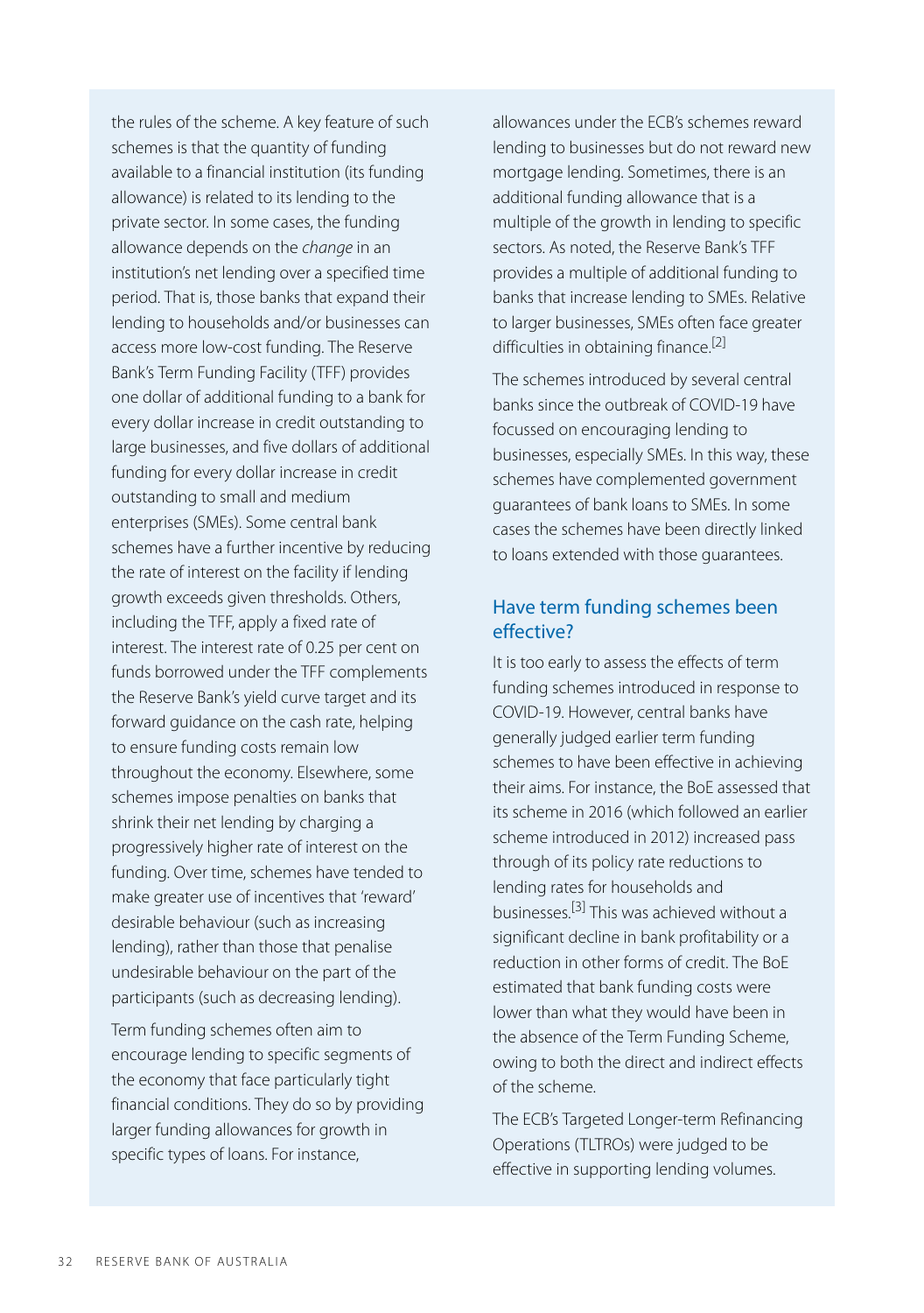the rules of the scheme. A key feature of such schemes is that the quantity of funding available to a financial institution (its funding allowance) is related to its lending to the private sector. In some cases, the funding allowance depends on the *change* in an institution's net lending over a specified time period. That is, those banks that expand their lending to households and/or businesses can access more low-cost funding. The Reserve Bank's Term Funding Facility (TFF) provides one dollar of additional funding to a bank for every dollar increase in credit outstanding to large businesses, and five dollars of additional funding for every dollar increase in credit outstanding to small and medium enterprises (SMEs). Some central bank schemes have a further incentive by reducing the rate of interest on the facility if lending growth exceeds given thresholds. Others, including the TFF, apply a fixed rate of interest. The interest rate of 0.25 per cent on funds borrowed under the TFF complements the Reserve Bank's yield curve target and its forward guidance on the cash rate, helping to ensure funding costs remain low throughout the economy. Elsewhere, some schemes impose penalties on banks that shrink their net lending by charging a progressively higher rate of interest on the funding. Over time, schemes have tended to make greater use of incentives that 'reward' desirable behaviour (such as increasing lending), rather than those that penalise undesirable behaviour on the part of the participants (such as decreasing lending).

Term funding schemes often aim to encourage lending to specific segments of the economy that face particularly tight financial conditions. They do so by providing larger funding allowances for growth in specific types of loans. For instance, allowances under the ECB's schemes reward lending to businesses but do not reward new mortgage lending. Sometimes, there is an additional funding allowance that is a multiple of the growth in lending to specific sectors. As noted, the Reserve Bank's TFF provides a multiple of additional funding to banks that increase lending to SMEs. Relative to larger businesses, SMEs often face greater difficulties in obtaining finance.[2]

The schemes introduced by several central banks since the outbreak of COVID-19 have focussed on encouraging lending to businesses, especially SMEs. In this way, these schemes have complemented government guarantees of bank loans to SMEs. In some cases the schemes have been directly linked to loans extended with those guarantees.

## Have term funding schemes been effective?

It is too early to assess the effects of term funding schemes introduced in response to COVID-19. However, central banks have generally judged earlier term funding schemes to have been effective in achieving their aims. For instance, the BoE assessed that its scheme in 2016 (which followed an earlier scheme introduced in 2012) increased pass through of its policy rate reductions to lending rates for households and businesses.[3] This was achieved without a significant decline in bank profitability or a reduction in other forms of credit. The BoE estimated that bank funding costs were lower than what they would have been in the absence of the Term Funding Scheme, owing to both the direct and indirect effects of the scheme.

The ECB's Targeted Longer-term Refinancing Operations (TLTROs) were judged to be effective in supporting lending volumes.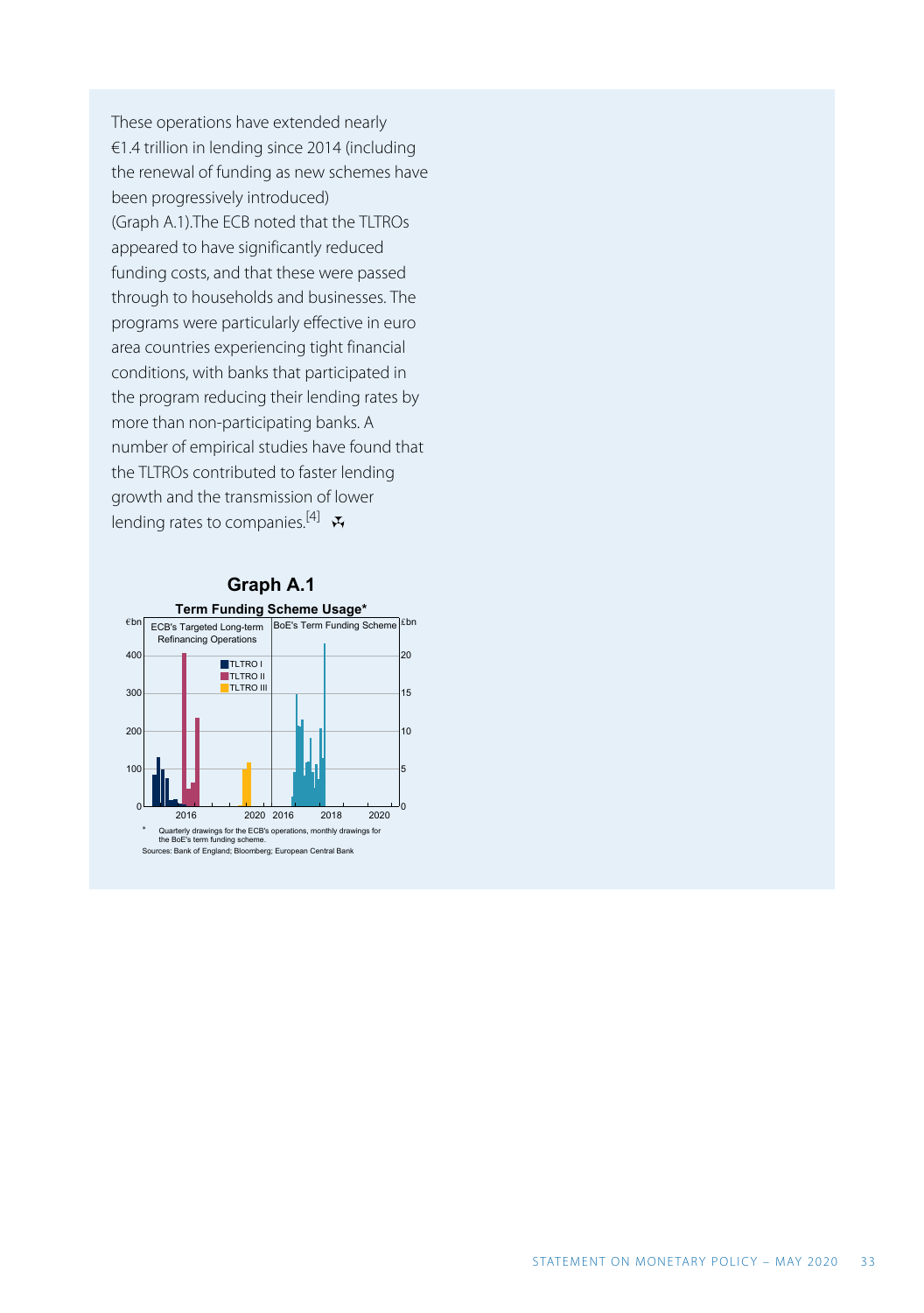These operations have extended nearly €1.4 trillion in lending since 2014 (including the renewal of funding as new schemes have been progressively introduced) (Graph A.1).The ECB noted that the TLTROs appeared to have significantly reduced funding costs, and that these were passed through to households and businesses. The programs were particularly effective in euro area countries experiencing tight financial conditions, with banks that participated in the program reducing their lending rates by more than non-participating banks. A number of empirical studies have found that the TLTROs contributed to faster lending growth and the transmission of lower lending rates to companies.[4]

**Graph A.1**

**Term Funding Scheme Usage***

ECB's Targeted Long-term Refinancing Operations | BoE's Term Funding Scheme

TLTRO I, TLTRO II, TLTRO III

€bn | £bn

\* Quarterly drawings for the ECB's operations, monthly drawings for the BoE's term funding scheme.

Sources: Bank of England; Bloomberg; European Central Bank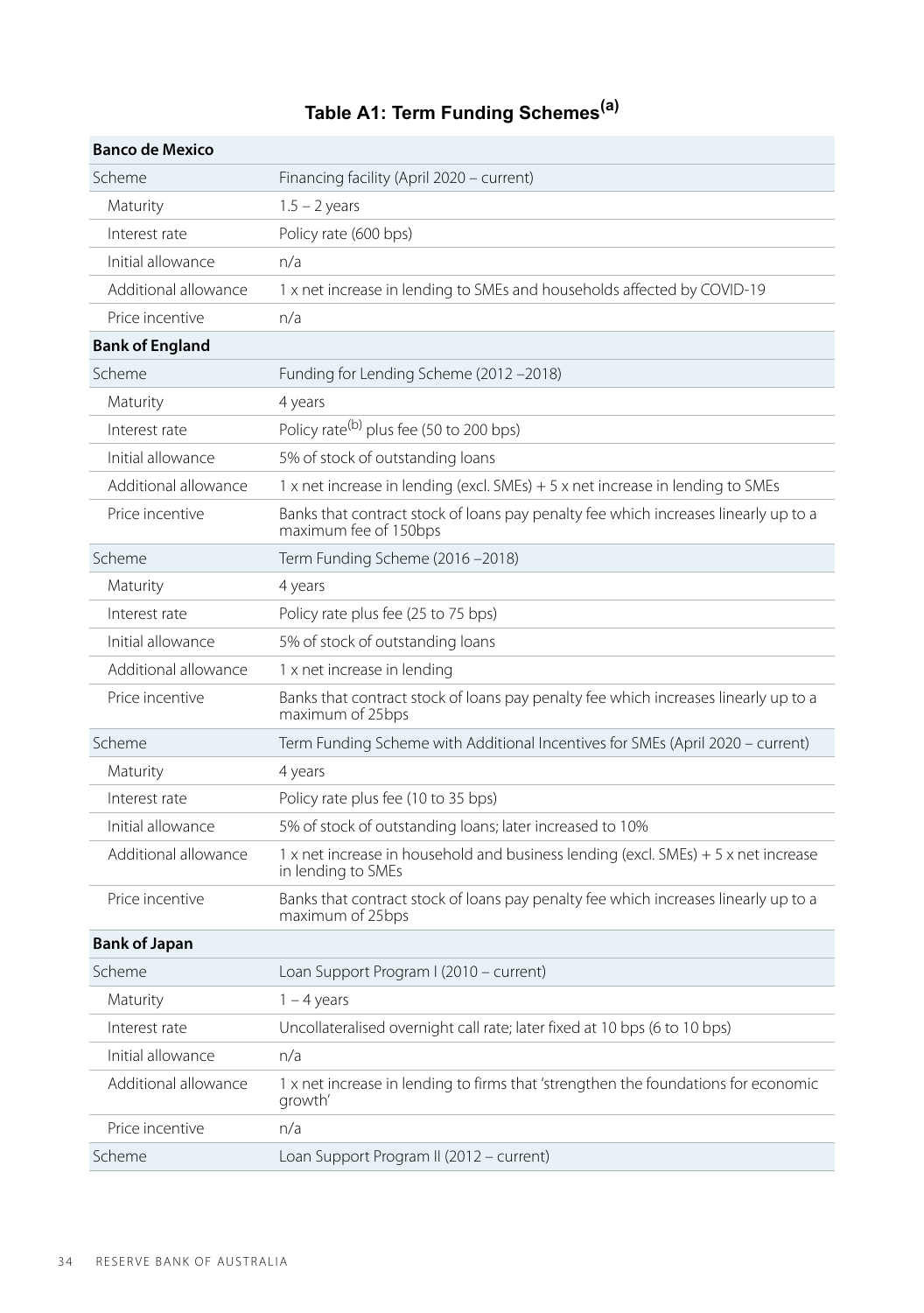## Table A1: Term Funding Schemes[(a)]

| | |
|---|---|
| **Banco de Mexico** | |
| Scheme | Financing facility (April 2020 – current) |
| Maturity | 1.5 – 2 years |
| Interest rate | Policy rate (600 bps) |
| Initial allowance | n/a |
| Additional allowance | 1 x net increase in lending to SMEs and households affected by COVID-19 |
| Price incentive | n/a |
| **Bank of England** | |
| Scheme | Funding for Lending Scheme (2012 –2018) |
| Maturity | 4 years |
| Interest rate | Policy rate[(b)] plus fee (50 to 200 bps) |
| Initial allowance | 5% of stock of outstanding loans |
| Additional allowance | 1 x net increase in lending (excl. SMEs) + 5 x net increase in lending to SMEs |
| Price incentive | Banks that contract stock of loans pay penalty fee which increases linearly up to a maximum fee of 150bps |
| Scheme | Term Funding Scheme (2016 –2018) |
| Maturity | 4 years |
| Interest rate | Policy rate plus fee (25 to 75 bps) |
| Initial allowance | 5% of stock of outstanding loans |
| Additional allowance | 1 x net increase in lending |
| Price incentive | Banks that contract stock of loans pay penalty fee which increases linearly up to a maximum of 25bps |
| Scheme | Term Funding Scheme with Additional Incentives for SMEs (April 2020 – current) |
| Maturity | 4 years |
| Interest rate | Policy rate plus fee (10 to 35 bps) |
| Initial allowance | 5% of stock of outstanding loans; later increased to 10% |
| Additional allowance | 1 x net increase in household and business lending (excl. SMEs) + 5 x net increase in lending to SMEs |
| Price incentive | Banks that contract stock of loans pay penalty fee which increases linearly up to a maximum of 25bps |
| **Bank of Japan** | |
| Scheme | Loan Support Program I (2010 – current) |
| Maturity | 1 – 4 years |
| Interest rate | Uncollateralised overnight call rate; later fixed at 10 bps (6 to 10 bps) |
| Initial allowance | n/a |
| Additional allowance | 1 x net increase in lending to firms that 'strengthen the foundations for economic growth' |
| Price incentive | n/a |
| Scheme | Loan Support Program II (2012 – current) |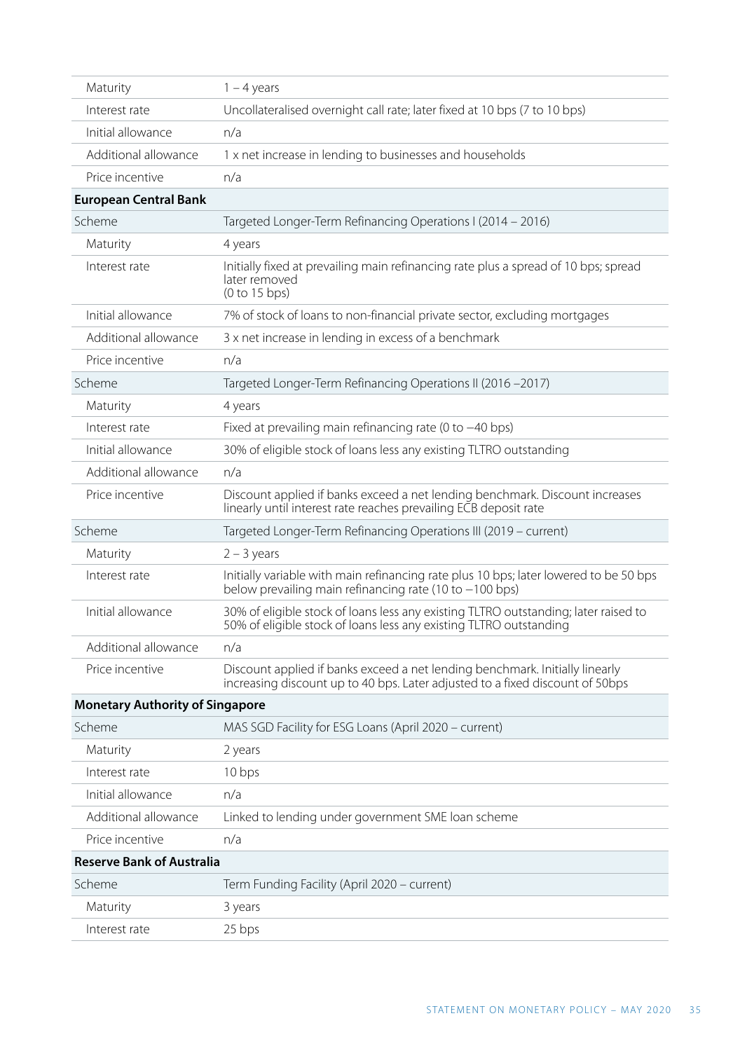| | |
|---|---|
| Maturity | 1 – 4 years |
| Interest rate | Uncollateralised overnight call rate; later fixed at 10 bps (7 to 10 bps) |
| Initial allowance | n/a |
| Additional allowance | 1 x net increase in lending to businesses and households |
| Price incentive | n/a |
| **European Central Bank** | |
| Scheme | Targeted Longer-Term Refinancing Operations I (2014 – 2016) |
| Maturity | 4 years |
| Interest rate | Initially fixed at prevailing main refinancing rate plus a spread of 10 bps; spread later removed (0 to 15 bps) |
| Initial allowance | 7% of stock of loans to non-financial private sector, excluding mortgages |
| Additional allowance | 3 x net increase in lending in excess of a benchmark |
| Price incentive | n/a |
| Scheme | Targeted Longer-Term Refinancing Operations II (2016 –2017) |
| Maturity | 4 years |
| Interest rate | Fixed at prevailing main refinancing rate (0 to −40 bps) |
| Initial allowance | 30% of eligible stock of loans less any existing TLTRO outstanding |
| Additional allowance | n/a |
| Price incentive | Discount applied if banks exceed a net lending benchmark. Discount increases linearly until interest rate reaches prevailing ECB deposit rate |
| Scheme | Targeted Longer-Term Refinancing Operations III (2019 – current) |
| Maturity | 2 – 3 years |
| Interest rate | Initially variable with main refinancing rate plus 10 bps; later lowered to be 50 bps below prevailing main refinancing rate (10 to −100 bps) |
| Initial allowance | 30% of eligible stock of loans less any existing TLTRO outstanding; later raised to 50% of eligible stock of loans less any existing TLTRO outstanding |
| Additional allowance | n/a |
| Price incentive | Discount applied if banks exceed a net lending benchmark. Initially linearly increasing discount up to 40 bps. Later adjusted to a fixed discount of 50bps |
| **Monetary Authority of Singapore** | |
| Scheme | MAS SGD Facility for ESG Loans (April 2020 – current) |
| Maturity | 2 years |
| Interest rate | 10 bps |
| Initial allowance | n/a |
| Additional allowance | Linked to lending under government SME loan scheme |
| Price incentive | n/a |
| **Reserve Bank of Australia** | |
| Scheme | Term Funding Facility (April 2020 – current) |
| Maturity | 3 years |
| Interest rate | 25 bps |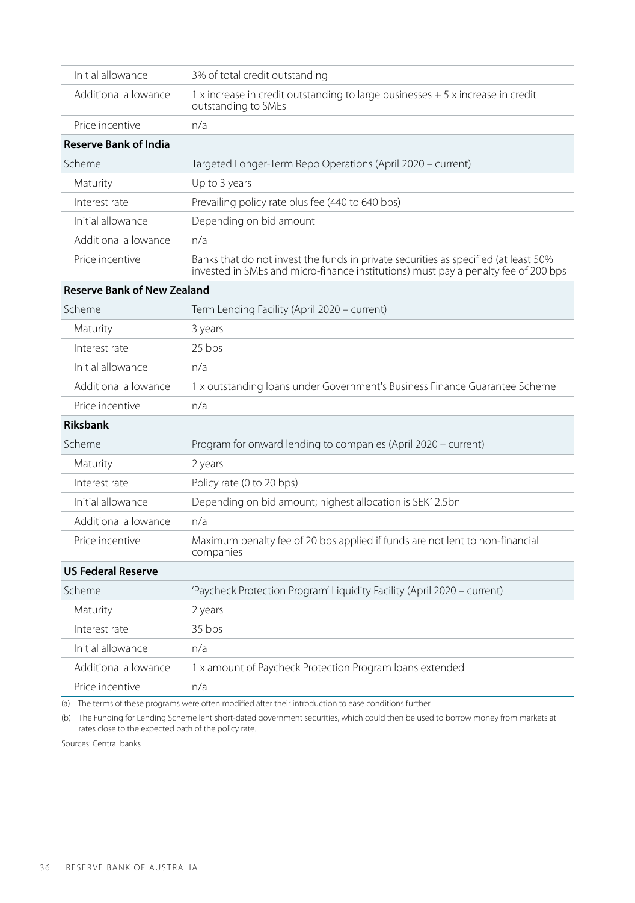| | |
|---|---|
| Initial allowance | 3% of total credit outstanding |
| Additional allowance | 1 x increase in credit outstanding to large businesses + 5 x increase in credit outstanding to SMEs |
| Price incentive | n/a |
| **Reserve Bank of India** | |
| Scheme | Targeted Longer-Term Repo Operations (April 2020 – current) |
| Maturity | Up to 3 years |
| Interest rate | Prevailing policy rate plus fee (440 to 640 bps) |
| Initial allowance | Depending on bid amount |
| Additional allowance | n/a |
| Price incentive | Banks that do not invest the funds in private securities as specified (at least 50% invested in SMEs and micro-finance institutions) must pay a penalty fee of 200 bps |
| **Reserve Bank of New Zealand** | |
| Scheme | Term Lending Facility (April 2020 – current) |
| Maturity | 3 years |
| Interest rate | 25 bps |
| Initial allowance | n/a |
| Additional allowance | 1 x outstanding loans under Government's Business Finance Guarantee Scheme |
| Price incentive | n/a |
| **Riksbank** | |
| Scheme | Program for onward lending to companies (April 2020 – current) |
| Maturity | 2 years |
| Interest rate | Policy rate (0 to 20 bps) |
| Initial allowance | Depending on bid amount; highest allocation is SEK12.5bn |
| Additional allowance | n/a |
| Price incentive | Maximum penalty fee of 20 bps applied if funds are not lent to non-financial companies |
| **US Federal Reserve** | |
| Scheme | 'Paycheck Protection Program' Liquidity Facility (April 2020 – current) |
| Maturity | 2 years |
| Interest rate | 35 bps |
| Initial allowance | n/a |
| Additional allowance | 1 x amount of Paycheck Protection Program loans extended |
| Price incentive | n/a |

(a) The terms of these programs were often modified after their introduction to ease conditions further.

(b) The Funding for Lending Scheme lent short-dated government securities, which could then be used to borrow money from markets at rates close to the expected path of the policy rate.

Sources: Central banks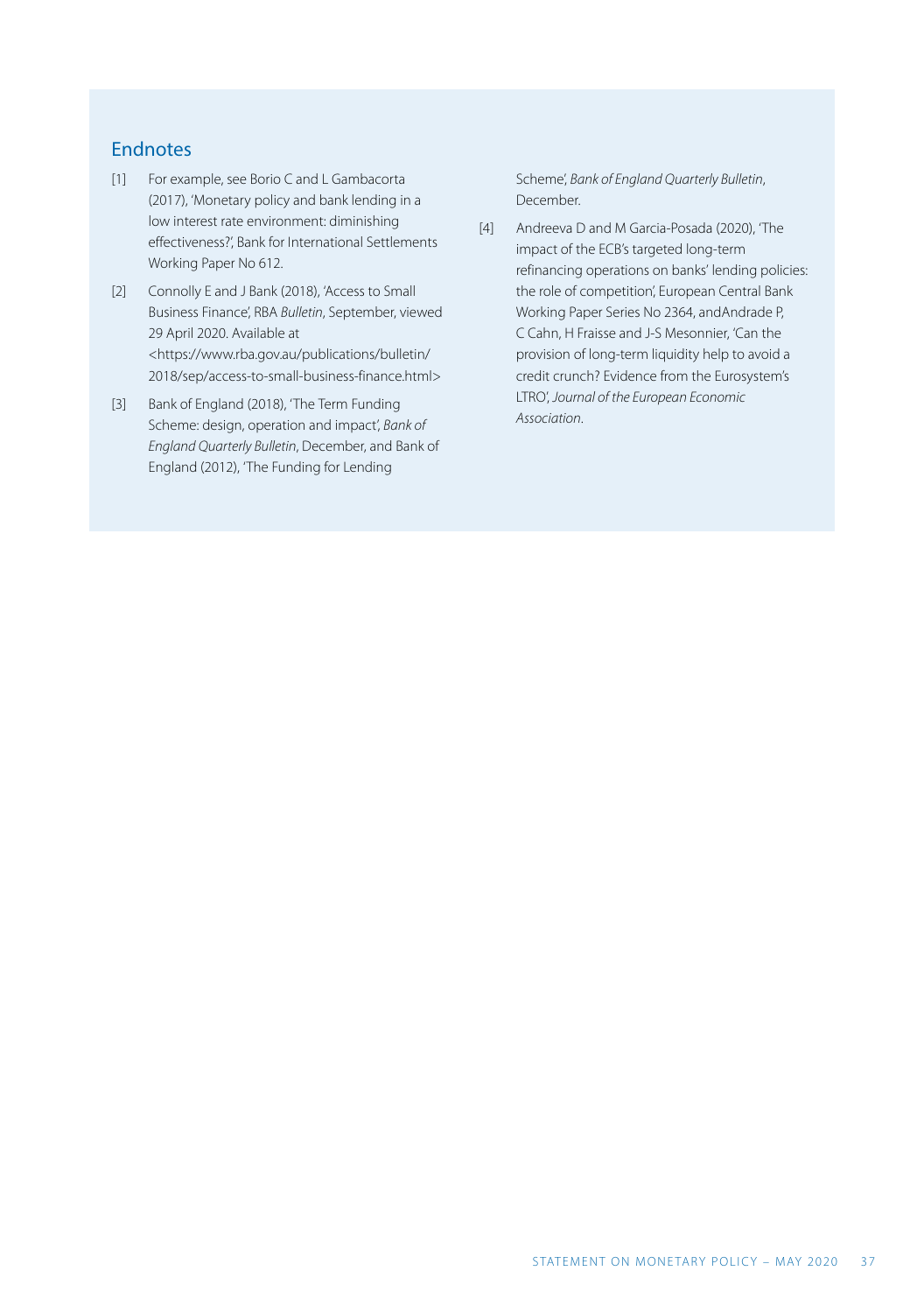## Endnotes

[1] For example, see Borio C and L Gambacorta (2017), 'Monetary policy and bank lending in a low interest rate environment: diminishing effectiveness?', Bank for International Settlements Working Paper No 612.

[2] Connolly E and J Bank (2018), 'Access to Small Business Finance', RBA *Bulletin*, September, viewed 29 April 2020. Available at <https://www.rba.gov.au/publications/bulletin/2018/sep/access-to-small-business-finance.html>

[3] Bank of England (2018), 'The Term Funding Scheme: design, operation and impact', *Bank of England Quarterly Bulletin*, December, and Bank of England (2012), 'The Funding for Lending Scheme', *Bank of England Quarterly Bulletin*, December.

[4] Andreeva D and M Garcia-Posada (2020), 'The impact of the ECB's targeted long-term refinancing operations on banks' lending policies: the role of competition', European Central Bank Working Paper Series No 2364, andAndrade P, C Cahn, H Fraisse and J-S Mesonnier, 'Can the provision of long-term liquidity help to avoid a credit crunch? Evidence from the Eurosystem's LTRO', *Journal of the European Economic Association*.